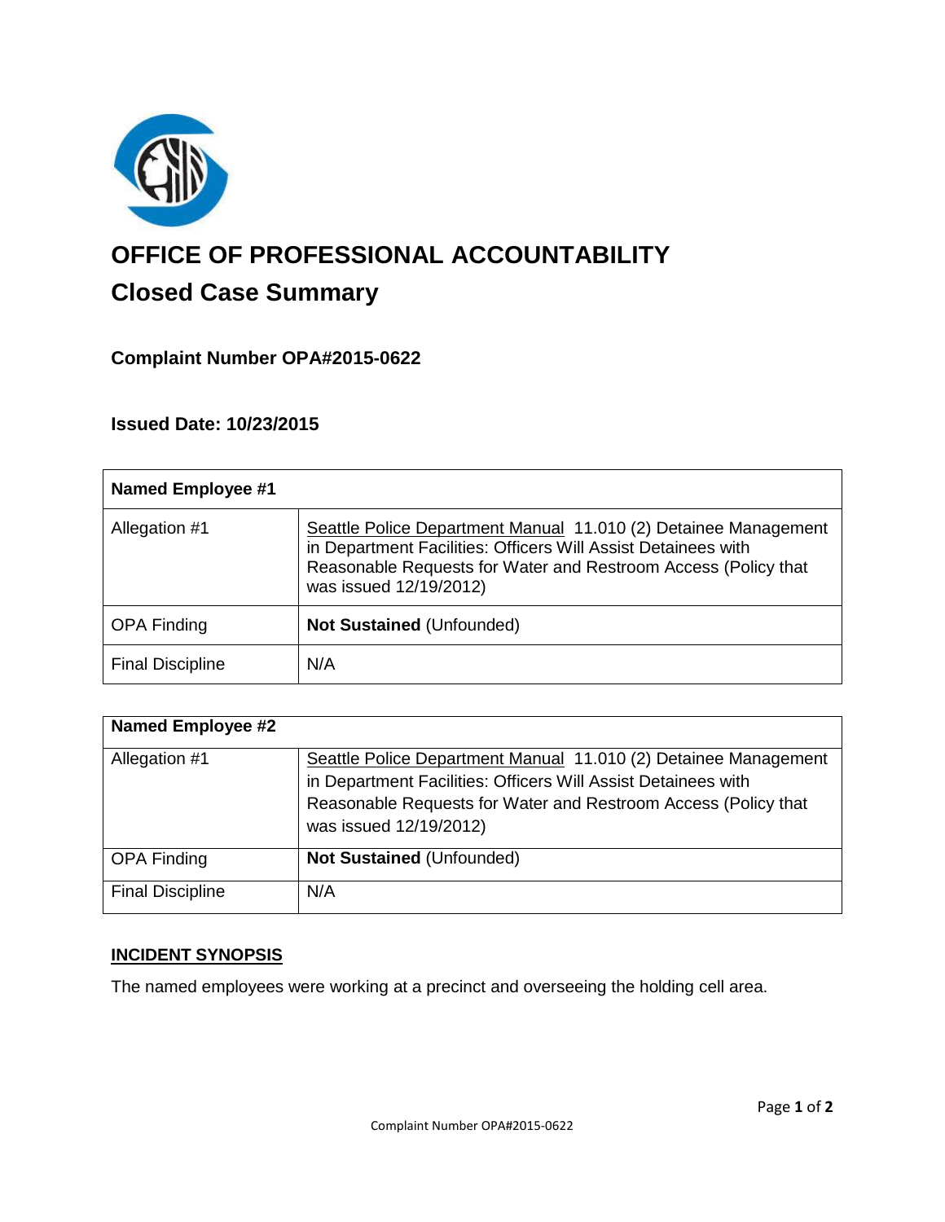# OFFICE OF PROFESSIONAL ACCOUNTABILITY

## Closed Case Summary

### Complaint Number OPA#2015-0622

### Issued Date: 10/23/2015

| **Named Employee #1** | |
|---|---|
| Allegation #1 | Seattle Police Department Manual 11.010 (2) Detainee Management in Department Facilities: Officers Will Assist Detainees with Reasonable Requests for Water and Restroom Access (Policy that was issued 12/19/2012) |
| OPA Finding | **Not Sustained** (Unfounded) |
| Final Discipline | N/A |

| **Named Employee #2** | |
|---|---|
| Allegation #1 | Seattle Police Department Manual 11.010 (2) Detainee Management in Department Facilities: Officers Will Assist Detainees with Reasonable Requests for Water and Restroom Access (Policy that was issued 12/19/2012) |
| OPA Finding | **Not Sustained** (Unfounded) |
| Final Discipline | N/A |

## INCIDENT SYNOPSIS

The named employees were working at a precinct and overseeing the holding cell area.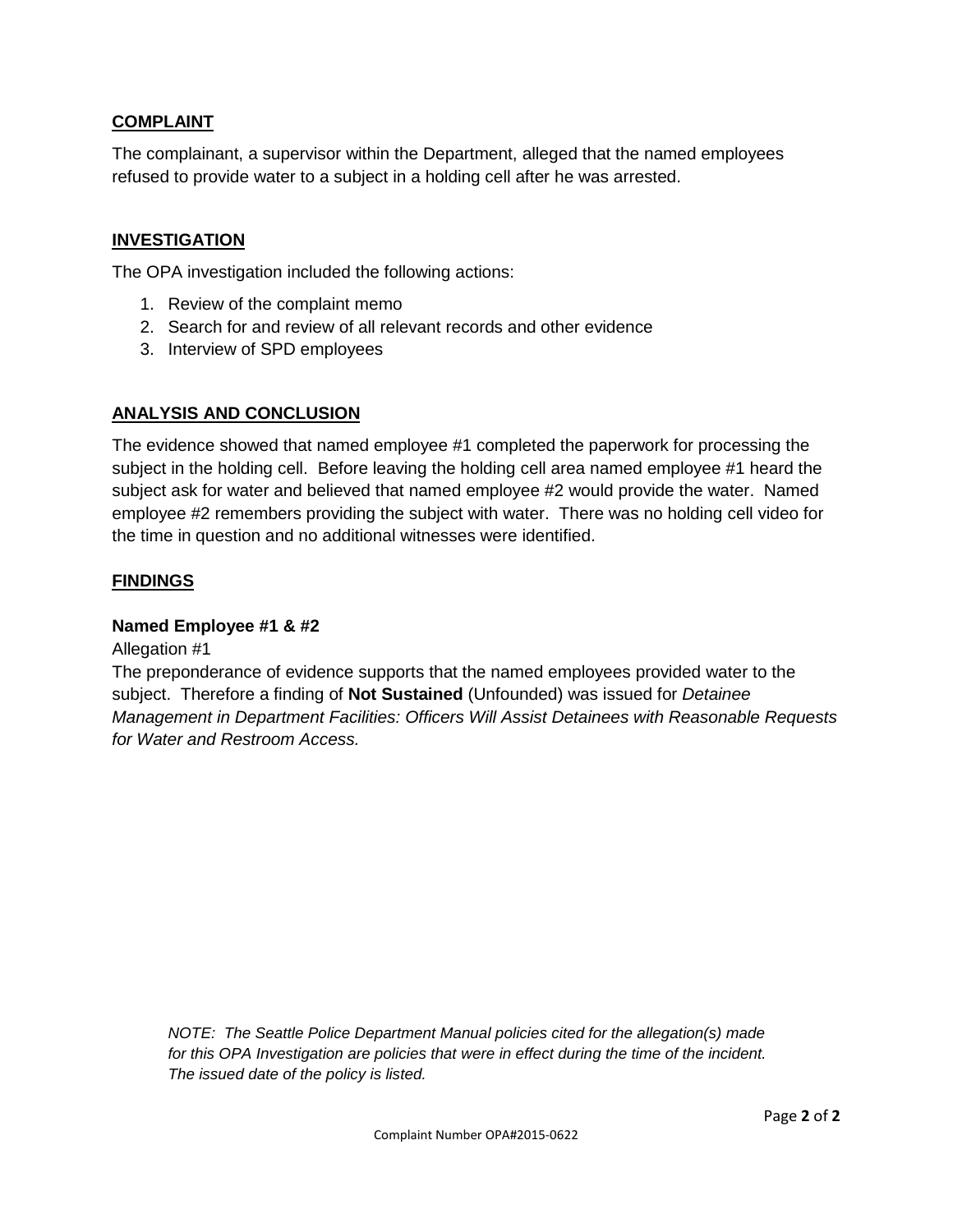## COMPLAINT

The complainant, a supervisor within the Department, alleged that the named employees refused to provide water to a subject in a holding cell after he was arrested.

## INVESTIGATION

The OPA investigation included the following actions:

1. Review of the complaint memo
2. Search for and review of all relevant records and other evidence
3. Interview of SPD employees

## ANALYSIS AND CONCLUSION

The evidence showed that named employee #1 completed the paperwork for processing the subject in the holding cell. Before leaving the holding cell area named employee #1 heard the subject ask for water and believed that named employee #2 would provide the water. Named employee #2 remembers providing the subject with water. There was no holding cell video for the time in question and no additional witnesses were identified.

## FINDINGS

**Named Employee #1 & #2**

Allegation #1

The preponderance of evidence supports that the named employees provided water to the subject. Therefore a finding of **Not Sustained** (Unfounded) was issued for *Detainee Management in Department Facilities: Officers Will Assist Detainees with Reasonable Requests for Water and Restroom Access.*

*NOTE: The Seattle Police Department Manual policies cited for the allegation(s) made for this OPA Investigation are policies that were in effect during the time of the incident. The issued date of the policy is listed.*

Complaint Number OPA#2015-0622